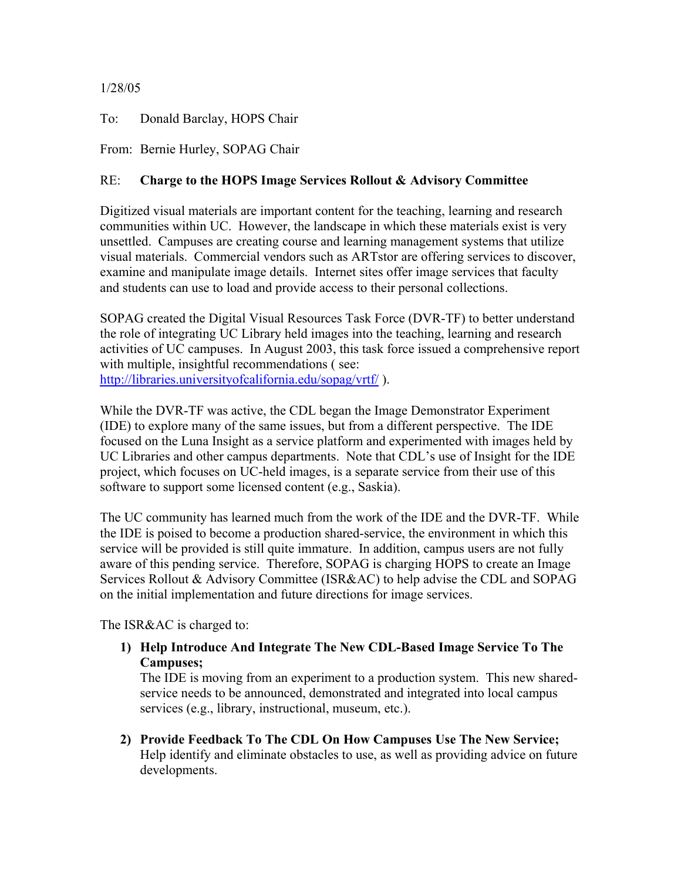1/28/05

To: Donald Barclay, HOPS Chair

From: Bernie Hurley, SOPAG Chair

RE: **Charge to the HOPS Image Services Rollout & Advisory Committee**

Digitized visual materials are important content for the teaching, learning and research communities within UC. However, the landscape in which these materials exist is very unsettled. Campuses are creating course and learning management systems that utilize visual materials. Commercial vendors such as ARTstor are offering services to discover, examine and manipulate image details. Internet sites offer image services that faculty and students can use to load and provide access to their personal collections.

SOPAG created the Digital Visual Resources Task Force (DVR-TF) to better understand the role of integrating UC Library held images into the teaching, learning and research activities of UC campuses. In August 2003, this task force issued a comprehensive report with multiple, insightful recommendations ( see: http://libraries.universityofcalifornia.edu/sopag/vrtf/ ).

While the DVR-TF was active, the CDL began the Image Demonstrator Experiment (IDE) to explore many of the same issues, but from a different perspective. The IDE focused on the Luna Insight as a service platform and experimented with images held by UC Libraries and other campus departments. Note that CDL's use of Insight for the IDE project, which focuses on UC-held images, is a separate service from their use of this software to support some licensed content (e.g., Saskia).

The UC community has learned much from the work of the IDE and the DVR-TF. While the IDE is poised to become a production shared-service, the environment in which this service will be provided is still quite immature. In addition, campus users are not fully aware of this pending service. Therefore, SOPAG is charging HOPS to create an Image Services Rollout & Advisory Committee (ISR&AC) to help advise the CDL and SOPAG on the initial implementation and future directions for image services.

The ISR&AC is charged to:

1) **Help Introduce And Integrate The New CDL-Based Image Service To The Campuses;**
   The IDE is moving from an experiment to a production system. This new shared-service needs to be announced, demonstrated and integrated into local campus services (e.g., library, instructional, museum, etc.).

2) **Provide Feedback To The CDL On How Campuses Use The New Service;**
   Help identify and eliminate obstacles to use, as well as providing advice on future developments.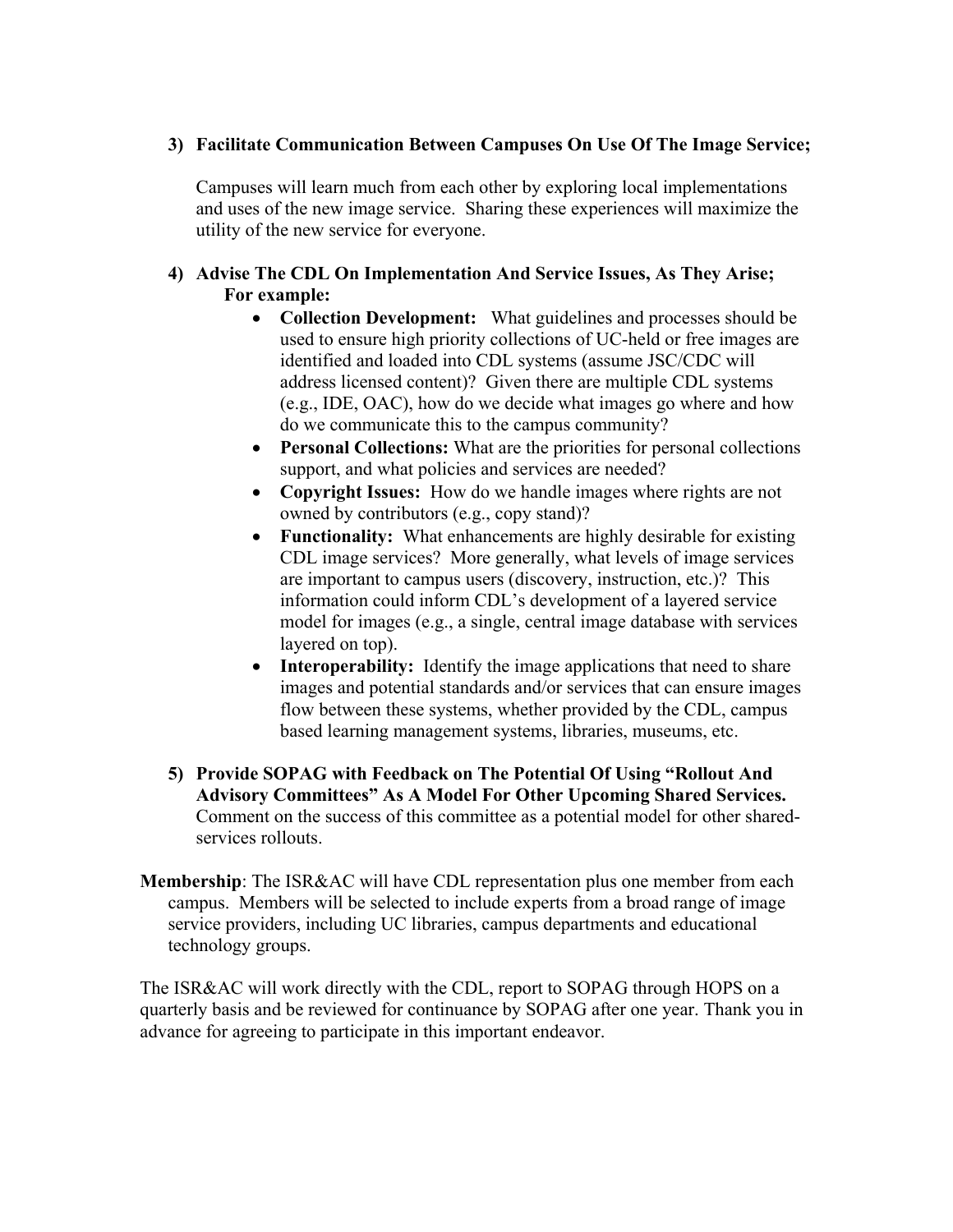3) **Facilitate Communication Between Campuses On Use Of The Image Service;**

   Campuses will learn much from each other by exploring local implementations and uses of the new image service. Sharing these experiences will maximize the utility of the new service for everyone.

4) **Advise The CDL On Implementation And Service Issues, As They Arise; For example:**
   - **Collection Development:** What guidelines and processes should be used to ensure high priority collections of UC-held or free images are identified and loaded into CDL systems (assume JSC/CDC will address licensed content)? Given there are multiple CDL systems (e.g., IDE, OAC), how do we decide what images go where and how do we communicate this to the campus community?
   - **Personal Collections:** What are the priorities for personal collections support, and what policies and services are needed?
   - **Copyright Issues:** How do we handle images where rights are not owned by contributors (e.g., copy stand)?
   - **Functionality:** What enhancements are highly desirable for existing CDL image services? More generally, what levels of image services are important to campus users (discovery, instruction, etc.)? This information could inform CDL's development of a layered service model for images (e.g., a single, central image database with services layered on top).
   - **Interoperability:** Identify the image applications that need to share images and potential standards and/or services that can ensure images flow between these systems, whether provided by the CDL, campus based learning management systems, libraries, museums, etc.

5) **Provide SOPAG with Feedback on The Potential Of Using "Rollout And Advisory Committees" As A Model For Other Upcoming Shared Services.** Comment on the success of this committee as a potential model for other shared-services rollouts.

**Membership**: The ISR&AC will have CDL representation plus one member from each campus. Members will be selected to include experts from a broad range of image service providers, including UC libraries, campus departments and educational technology groups.

The ISR&AC will work directly with the CDL, report to SOPAG through HOPS on a quarterly basis and be reviewed for continuance by SOPAG after one year. Thank you in advance for agreeing to participate in this important endeavor.